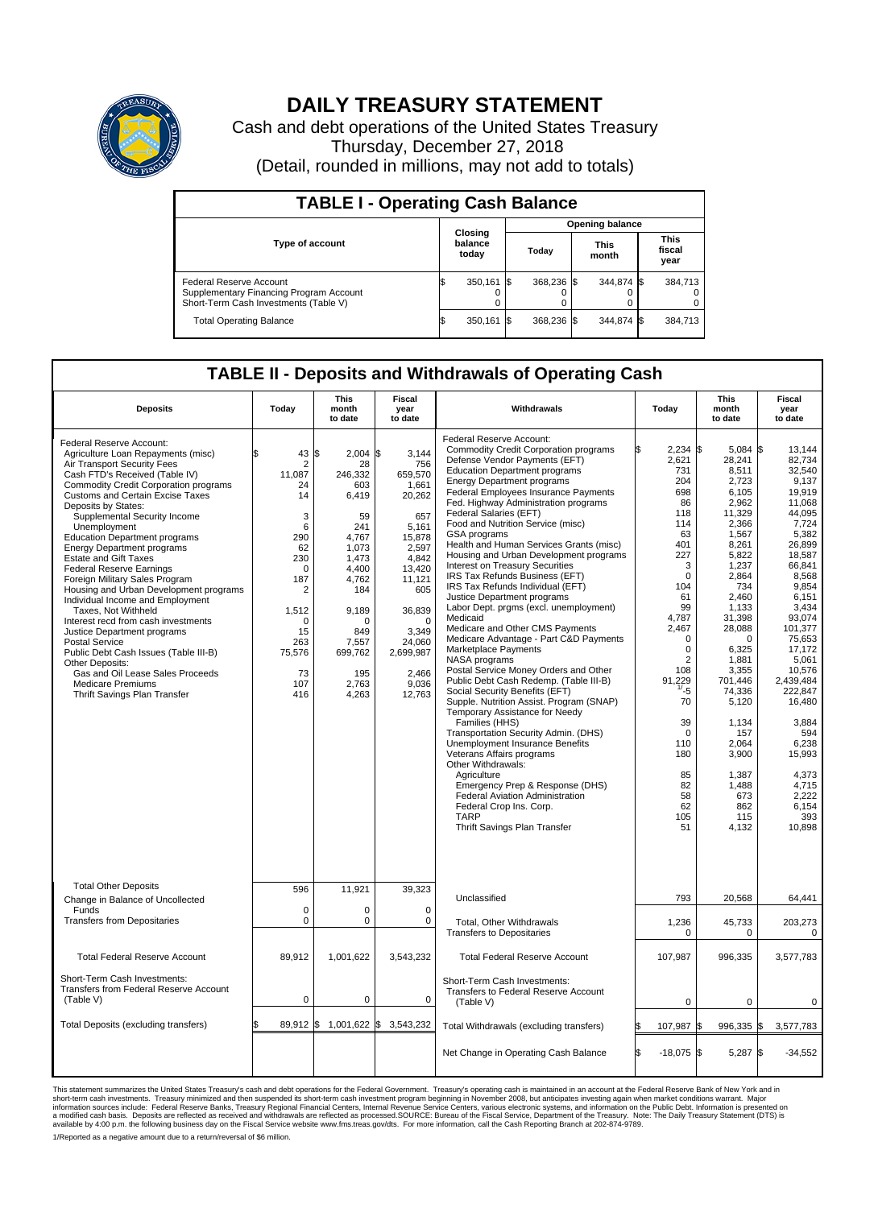# DAILY TREASURY STATEMENT

Cash and debt operations of the United States Treasury

Thursday, December 27, 2018

(Detail, rounded in millions, may not add to totals)

## TABLE I - Operating Cash Balance

| Type of account | Closing balance today | Opening balance Today | Opening balance This month | Opening balance This fiscal year |
|---|---|---|---|---|
| Federal Reserve Account | $ 350,161 | $ 368,236 | $ 344,874 | $ 384,713 |
| Supplementary Financing Program Account | 0 | 0 | 0 | 0 |
| Short-Term Cash Investments (Table V) | 0 | 0 | 0 | 0 |
| Total Operating Balance | $ 350,161 | $ 368,236 | $ 344,874 | $ 384,713 |

## TABLE II - Deposits and Withdrawals of Operating Cash

| Deposits | Today | This month to date | Fiscal year to date | Withdrawals | Today | This month to date | Fiscal year to date |
|---|---|---|---|---|---|---|---|
| Federal Reserve Account: | | | | Federal Reserve Account: | | | |
| Agriculture Loan Repayments (misc) | $ 43 | $ 2,004 | $ 3,144 | Commodity Credit Corporation programs | $ 2,234 | $ 5,084 | $ 13,144 |
| Air Transport Security Fees | 2 | 28 | 756 | Defense Vendor Payments (EFT) | 2,621 | 28,241 | 82,734 |
| Cash FTD's Received (Table IV) | 11,087 | 246,332 | 659,570 | Education Department programs | 731 | 8,511 | 32,540 |
| Commodity Credit Corporation programs | 24 | 603 | 1,661 | Energy Department programs | 204 | 2,723 | 9,137 |
| Customs and Certain Excise Taxes | 14 | 6,419 | 20,262 | Federal Employees Insurance Payments | 698 | 6,105 | 19,919 |
| Deposits by States: | | | | Fed. Highway Administration programs | 86 | 2,962 | 11,068 |
| Supplemental Security Income | 3 | 59 | 657 | Federal Salaries (EFT) | 118 | 11,329 | 44,095 |
| Unemployment | 6 | 241 | 5,161 | Food and Nutrition Service (misc) | 114 | 2,366 | 7,724 |
| Education Department programs | 290 | 4,767 | 15,878 | GSA programs | 63 | 1,567 | 5,382 |
| Energy Department programs | 62 | 1,073 | 2,597 | Health and Human Services Grants (misc) | 401 | 8,261 | 26,899 |
| Estate and Gift Taxes | 230 | 1,473 | 4,842 | Housing and Urban Development programs | 227 | 5,822 | 18,587 |
| Federal Reserve Earnings | 0 | 4,400 | 13,420 | Interest on Treasury Securities | 3 | 1,237 | 66,841 |
| Foreign Military Sales Program | 187 | 4,762 | 11,121 | IRS Tax Refunds Business (EFT) | 0 | 2,864 | 8,568 |
| Housing and Urban Development programs | 2 | 184 | 605 | IRS Tax Refunds Individual (EFT) | 104 | 734 | 9,854 |
| Individual Income and Employment | | | | Justice Department programs | 61 | 2,460 | 6,151 |
| Taxes, Not Withheld | 1,512 | 9,189 | 36,839 | Labor Dept. prgms (excl. unemployment) | 99 | 1,133 | 3,434 |
| Interest recd from cash investments | 0 | 0 | 0 | Medicaid | 4,787 | 31,398 | 93,074 |
| Justice Department programs | 15 | 849 | 3,349 | Medicare and Other CMS Payments | 2,467 | 28,088 | 101,377 |
| Postal Service | 263 | 7,557 | 24,060 | Medicare Advantage - Part C&D Payments | 0 | 0 | 75,653 |
| Public Debt Cash Issues (Table III-B) | 75,576 | 699,762 | 2,699,987 | Marketplace Payments | 0 | 6,325 | 17,172 |
| Other Deposits: | | | | NASA programs | 2 | 1,881 | 5,061 |
| Gas and Oil Lease Sales Proceeds | 73 | 195 | 2,466 | Postal Service Money Orders and Other | 108 | 3,355 | 10,576 |
| Medicare Premiums | 107 | 2,763 | 9,036 | Public Debt Cash Redemp. (Table III-B) | 91,229 | 701,446 | 2,439,484 |
| Thrift Savings Plan Transfer | 416 | 4,263 | 12,763 | Social Security Benefits (EFT) | 1/ -5 | 74,336 | 222,847 |
| | | | | Supple. Nutrition Assist. Program (SNAP) | 70 | 5,120 | 16,480 |
| | | | | Temporary Assistance for Needy Families (HHS) | 39 | 1,134 | 3,884 |
| | | | | Transportation Security Admin. (DHS) | 0 | 157 | 594 |
| | | | | Unemployment Insurance Benefits | 110 | 2,064 | 6,238 |
| | | | | Veterans Affairs programs | 180 | 3,900 | 15,993 |
| | | | | Other Withdrawals: | | | |
| | | | | Agriculture | 85 | 1,387 | 4,373 |
| | | | | Emergency Prep & Response (DHS) | 82 | 1,488 | 4,715 |
| | | | | Federal Aviation Administration | 58 | 673 | 2,222 |
| | | | | Federal Crop Ins. Corp. | 62 | 862 | 6,154 |
| | | | | TARP | 105 | 115 | 393 |
| | | | | Thrift Savings Plan Transfer | 51 | 4,132 | 10,898 |
| Total Other Deposits | 596 | 11,921 | 39,323 | Unclassified | 793 | 20,568 | 64,441 |
| Change in Balance of Uncollected Funds | 0 | 0 | 0 | | | | |
| Transfers from Depositaries | 0 | 0 | 0 | Total, Other Withdrawals | 1,236 | 45,733 | 203,273 |
| | | | | Transfers to Depositaries | 0 | 0 | 0 |
| Total Federal Reserve Account | 89,912 | 1,001,622 | 3,543,232 | Total Federal Reserve Account | 107,987 | 996,335 | 3,577,783 |
| Short-Term Cash Investments: Transfers from Federal Reserve Account (Table V) | 0 | 0 | 0 | Short-Term Cash Investments: Transfers to Federal Reserve Account (Table V) | 0 | 0 | 0 |
| Total Deposits (excluding transfers) | $ 89,912 | $ 1,001,622 | $ 3,543,232 | Total Withdrawals (excluding transfers) | $ 107,987 | $ 996,335 | $ 3,577,783 |
| | | | | Net Change in Operating Cash Balance | $ -18,075 | $ 5,287 | $ -34,552 |

This statement summarizes the United States Treasury's cash and debt operations for the Federal Government. Treasury's operating cash is maintained in an account at the Federal Reserve Bank of New York and in short-term cash investments. Treasury minimized and then suspended its short-term cash investment program beginning in November 2008, but anticipates investing again when market conditions warrant. Major information sources include: Federal Reserve Banks, Treasury Regional Financial Centers, Internal Revenue Service Centers, various electronic systems, and information on the Public Debt. Information is presented on a modified cash basis. Deposits are reflected as received and withdrawals are reflected as processed.SOURCE: Bureau of the Fiscal Service, Department of the Treasury. Note: The Daily Treasury Statement (DTS) is available by 4:00 p.m. the following business day on the Fiscal Service website www.fms.treas.gov/dts. For more information, call the Cash Reporting Branch at 202-874-9789.

1/Reported as a negative amount due to a return/reversal of $6 million.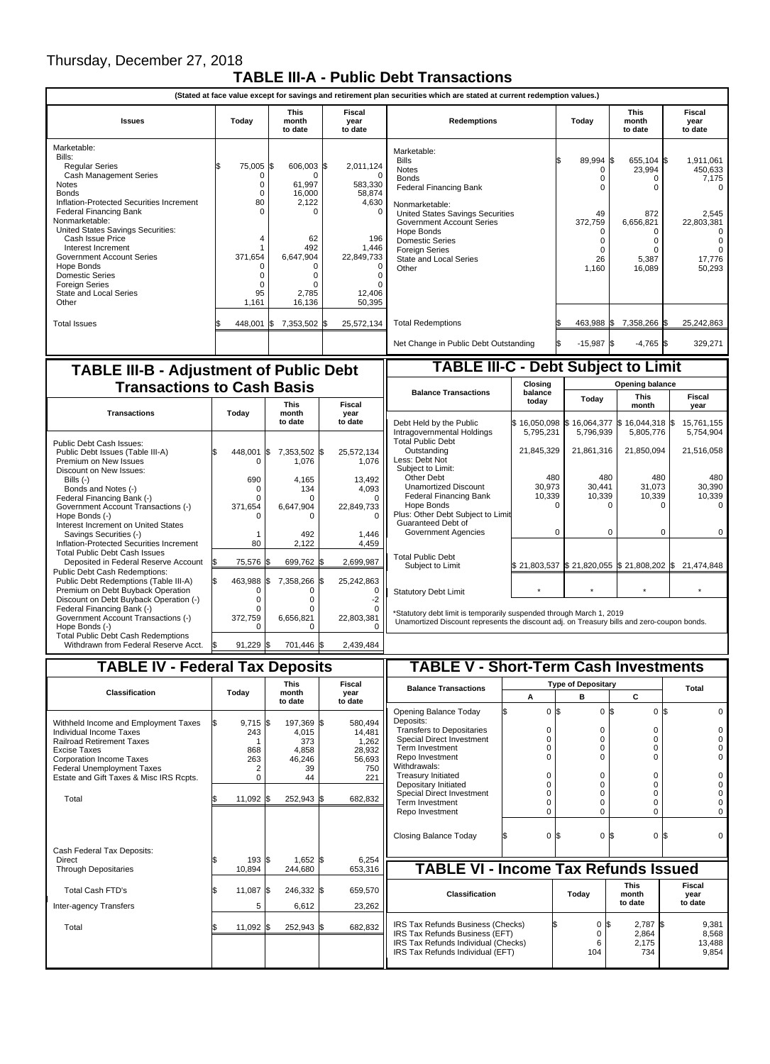Thursday, December 27, 2018

## TABLE III-A - Public Debt Transactions

(Stated at face value except for savings and retirement plan securities which are stated at current redemption values.)

| Issues | Today | This month to date | Fiscal year to date |
|---|---|---|---|
| Marketable: | | | |
| Bills: | | | |
| Regular Series | $ 75,005 | $ 606,003 | $ 2,011,124 |
| Cash Management Series | 0 | 0 | 0 |
| Notes | 0 | 61,997 | 583,330 |
| Bonds | 0 | 16,000 | 58,874 |
| Inflation-Protected Securities Increment | 80 | 2,122 | 4,630 |
| Federal Financing Bank | 0 | 0 | 0 |
| Nonmarketable: | | | |
| United States Savings Securities: | | | |
| Cash Issue Price | 4 | 62 | 196 |
| Interest Increment | 1 | 492 | 1,446 |
| Government Account Series | 371,654 | 6,647,904 | 22,849,733 |
| Hope Bonds | 0 | 0 | 0 |
| Domestic Series | 0 | 0 | 0 |
| Foreign Series | 0 | 0 | 0 |
| State and Local Series | 95 | 2,785 | 12,406 |
| Other | 1,161 | 16,136 | 50,395 |
| Total Issues | $ 448,001 | $ 7,353,502 | $ 25,572,134 |

| Redemptions | Today | This month to date | Fiscal year to date |
|---|---|---|---|
| Marketable: | | | |
| Bills | $ 89,994 | $ 655,104 | $ 1,911,061 |
| Notes | 0 | 23,994 | 450,633 |
| Bonds | 0 | 0 | 7,175 |
| Federal Financing Bank | 0 | 0 | 0 |
| Nonmarketable: | | | |
| United States Savings Securities | 49 | 872 | 2,545 |
| Government Account Series | 372,759 | 6,656,821 | 22,803,381 |
| Hope Bonds | 0 | 0 | 0 |
| Domestic Series | 0 | 0 | 0 |
| Foreign Series | 0 | 0 | 0 |
| State and Local Series | 26 | 5,387 | 17,776 |
| Other | 1,160 | 16,089 | 50,293 |
| Total Redemptions | $ 463,988 | $ 7,358,266 | $ 25,242,863 |
| Net Change in Public Debt Outstanding | $ -15,987 | $ -4,765 | $ 329,271 |

## TABLE III-B - Adjustment of Public Debt Transactions to Cash Basis

| Transactions | Today | This month to date | Fiscal year to date |
|---|---|---|---|
| Public Debt Cash Issues: | | | |
| Public Debt Issues (Table III-A) | $ 448,001 | $ 7,353,502 | $ 25,572,134 |
| Premium on New Issues | 0 | 1,076 | 1,076 |
| Discount on New Issues: | | | |
| Bills (-) | 690 | 4,165 | 13,492 |
| Bonds and Notes (-) | 0 | 134 | 4,093 |
| Federal Financing Bank (-) | 0 | 0 | 0 |
| Government Account Transactions (-) | 371,654 | 6,647,904 | 22,849,733 |
| Hope Bonds (-) | 0 | 0 | 0 |
| Interest Increment on United States Savings Securities (-) | 1 | 492 | 1,446 |
| Inflation-Protected Securities Increment | 80 | 2,122 | 4,459 |
| Total Public Debt Cash Issues Deposited in Federal Reserve Account | $ 75,576 | $ 699,762 | $ 2,699,987 |
| Public Debt Cash Redemptions: | | | |
| Public Debt Redemptions (Table III-A) | $ 463,988 | $ 7,358,266 | $ 25,242,863 |
| Premium on Debt Buyback Operation | 0 | 0 | 0 |
| Discount on Debt Buyback Operation (-) | 0 | 0 | -2 |
| Federal Financing Bank (-) | 0 | 0 | 0 |
| Government Account Transactions (-) | 372,759 | 6,656,821 | 22,803,381 |
| Hope Bonds (-) | 0 | 0 | 0 |
| Total Public Debt Cash Redemptions Withdrawn from Federal Reserve Acct. | $ 91,229 | $ 701,446 | $ 2,439,484 |

## TABLE III-C - Debt Subject to Limit

| Balance Transactions | Closing balance today | Opening balance Today | Opening balance This month | Opening balance Fiscal year |
|---|---|---|---|---|
| Debt Held by the Public | $ 16,050,098 | $ 16,064,377 | $ 16,044,318 | $ 15,761,155 |
| Intragovernmental Holdings | 5,795,231 | 5,796,939 | 5,805,776 | 5,754,904 |
| Total Public Debt Outstanding | 21,845,329 | 21,861,316 | 21,850,094 | 21,516,058 |
| Less: Debt Not Subject to Limit: | | | | |
| Other Debt | 480 | 480 | 480 | 480 |
| Unamortized Discount | 30,973 | 30,441 | 31,073 | 30,390 |
| Federal Financing Bank | 10,339 | 10,339 | 10,339 | 10,339 |
| Hope Bonds | 0 | 0 | 0 | 0 |
| Plus: Other Debt Subject to Limit | | | | |
| Guaranteed Debt of Government Agencies | 0 | 0 | 0 | 0 |
| Total Public Debt Subject to Limit | $ 21,803,537 | $ 21,820,055 | $ 21,808,202 | $ 21,474,848 |
| Statutory Debt Limit | * | * | * | * |

*Statutory debt limit is temporarily suspended through March 1, 2019
Unamortized Discount represents the discount adj. on Treasury bills and zero-coupon bonds.

## TABLE IV - Federal Tax Deposits

| Classification | Today | This month to date | Fiscal year to date |
|---|---|---|---|
| Withheld Income and Employment Taxes | $ 9,715 | $ 197,369 | $ 580,494 |
| Individual Income Taxes | 243 | 4,015 | 14,481 |
| Railroad Retirement Taxes | 1 | 373 | 1,262 |
| Excise Taxes | 868 | 4,858 | 28,932 |
| Corporation Income Taxes | 263 | 46,246 | 56,693 |
| Federal Unemployment Taxes | 2 | 39 | 750 |
| Estate and Gift Taxes & Misc IRS Rcpts. | 0 | 44 | 221 |
| Total | $ 11,092 | $ 252,943 | $ 682,832 |
| Cash Federal Tax Deposits: | | | |
| Direct | $ 193 | $ 1,652 | $ 6,254 |
| Through Depositaries | 10,894 | 244,680 | 653,316 |
| Total Cash FTD's | $ 11,087 | $ 246,332 | $ 659,570 |
| Inter-agency Transfers | 5 | 6,612 | 23,262 |
| Total | $ 11,092 | $ 252,943 | $ 682,832 |

## TABLE V - Short-Term Cash Investments

| Balance Transactions | Type of Depositary A | Type of Depositary B | Type of Depositary C | Total |
|---|---|---|---|---|
| Opening Balance Today | $ 0 | $ 0 | $ 0 | $ 0 |
| Deposits: | | | | |
| Transfers to Depositaries | 0 | 0 | 0 | 0 |
| Special Direct Investment | 0 | 0 | 0 | 0 |
| Term Investment | 0 | 0 | 0 | 0 |
| Repo Investment | 0 | 0 | 0 | 0 |
| Withdrawals: | | | | |
| Treasury Initiated | 0 | 0 | 0 | 0 |
| Depositary Initiated | 0 | 0 | 0 | 0 |
| Special Direct Investment | 0 | 0 | 0 | 0 |
| Term Investment | 0 | 0 | 0 | 0 |
| Repo Investment | 0 | 0 | 0 | 0 |
| Closing Balance Today | $ 0 | $ 0 | $ 0 | $ 0 |

## TABLE VI - Income Tax Refunds Issued

| Classification | Today | This month to date | Fiscal year to date |
|---|---|---|---|
| IRS Tax Refunds Business (Checks) | $ 0 | $ 2,787 | $ 9,381 |
| IRS Tax Refunds Business (EFT) | 0 | 2,864 | 8,568 |
| IRS Tax Refunds Individual (Checks) | 6 | 2,175 | 13,488 |
| IRS Tax Refunds Individual (EFT) | 104 | 734 | 9,854 |